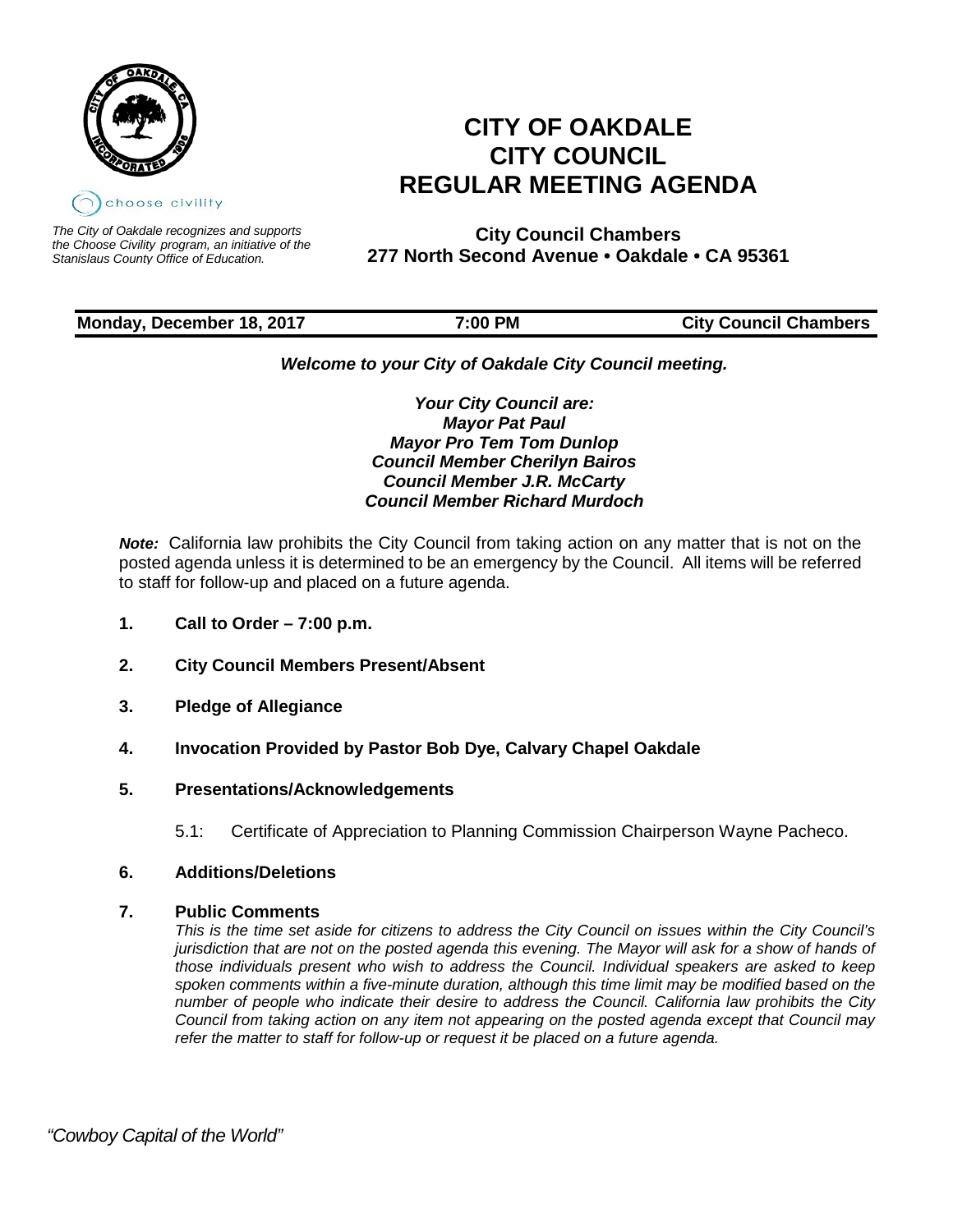choose civility

*The City of Oakdale recognizes and supports the Choose Civility program, an initiative of the Stanislaus County Office of Education.*

# CITY OF OAKDALE
# CITY COUNCIL
# REGULAR MEETING AGENDA

**City Council Chambers**
**277 North Second Avenue • Oakdale • CA 95361**

| **Monday, December 18, 2017** | **7:00 PM** | **City Council Chambers** |
|---|---|---|

***Welcome to your City of Oakdale City Council meeting.***

***Your City Council are:***
***Mayor Pat Paul***
***Mayor Pro Tem Tom Dunlop***
***Council Member Cherilyn Bairos***
***Council Member J.R. McCarty***
***Council Member Richard Murdoch***

***Note:*** California law prohibits the City Council from taking action on any matter that is not on the posted agenda unless it is determined to be an emergency by the Council. All items will be referred to staff for follow-up and placed on a future agenda.

**1. Call to Order – 7:00 p.m.**

**2. City Council Members Present/Absent**

**3. Pledge of Allegiance**

**4. Invocation Provided by Pastor Bob Dye, Calvary Chapel Oakdale**

**5. Presentations/Acknowledgements**

5.1: Certificate of Appreciation to Planning Commission Chairperson Wayne Pacheco.

**6. Additions/Deletions**

**7. Public Comments**

*This is the time set aside for citizens to address the City Council on issues within the City Council's jurisdiction that are not on the posted agenda this evening. The Mayor will ask for a show of hands of those individuals present who wish to address the Council. Individual speakers are asked to keep spoken comments within a five-minute duration, although this time limit may be modified based on the number of people who indicate their desire to address the Council. California law prohibits the City Council from taking action on any item not appearing on the posted agenda except that Council may refer the matter to staff for follow-up or request it be placed on a future agenda.*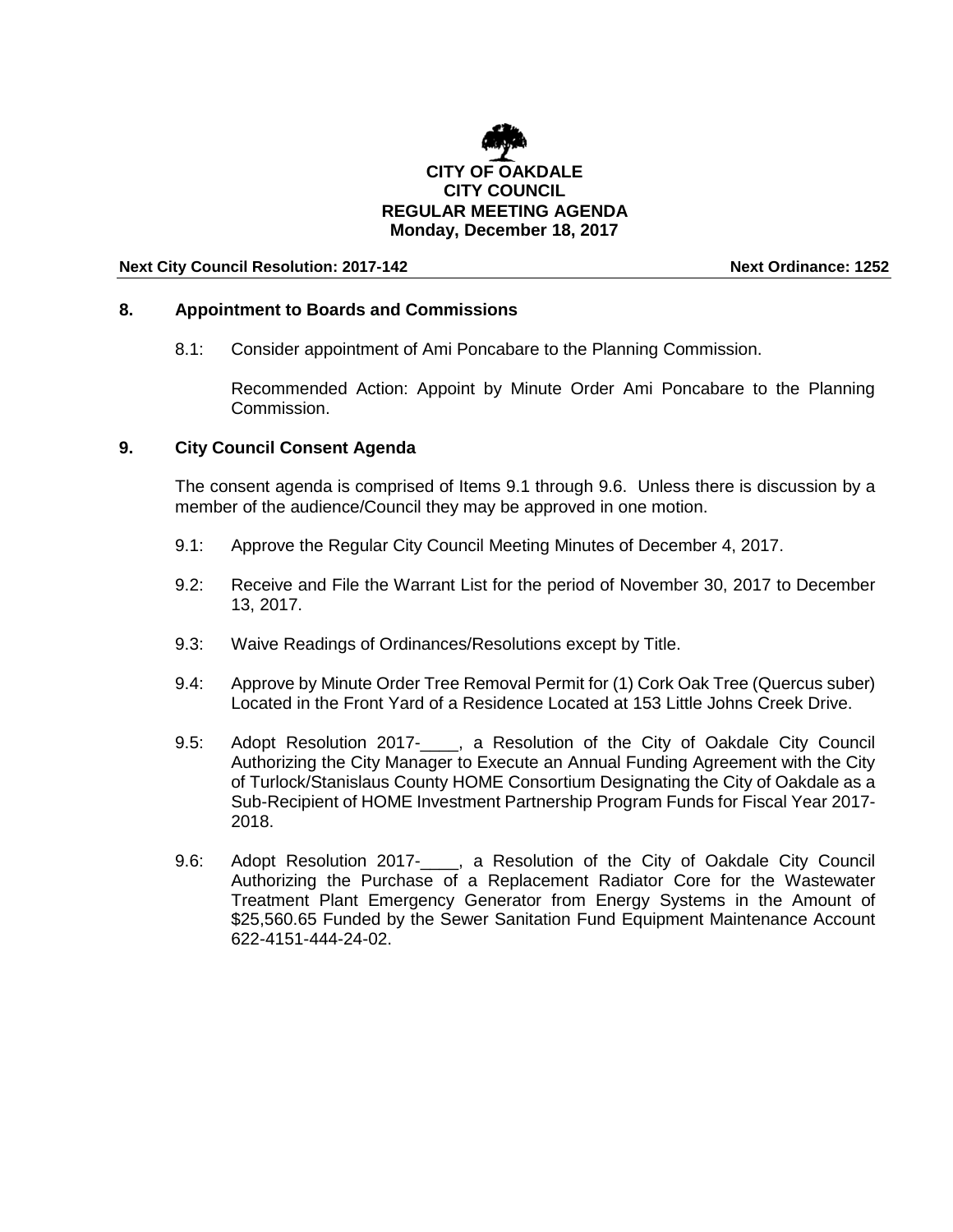**CITY OF OAKDALE**
**CITY COUNCIL**
**REGULAR MEETING AGENDA**
**Monday, December 18, 2017**

**Next City Council Resolution: 2017-142** **Next Ordinance: 1252**

## 8. Appointment to Boards and Commissions

8.1: Consider appointment of Ami Poncabare to the Planning Commission.

Recommended Action: Appoint by Minute Order Ami Poncabare to the Planning Commission.

## 9. City Council Consent Agenda

The consent agenda is comprised of Items 9.1 through 9.6. Unless there is discussion by a member of the audience/Council they may be approved in one motion.

9.1: Approve the Regular City Council Meeting Minutes of December 4, 2017.

9.2: Receive and File the Warrant List for the period of November 30, 2017 to December 13, 2017.

9.3: Waive Readings of Ordinances/Resolutions except by Title.

9.4: Approve by Minute Order Tree Removal Permit for (1) Cork Oak Tree (Quercus suber) Located in the Front Yard of a Residence Located at 153 Little Johns Creek Drive.

9.5: Adopt Resolution 2017-____, a Resolution of the City of Oakdale City Council Authorizing the City Manager to Execute an Annual Funding Agreement with the City of Turlock/Stanislaus County HOME Consortium Designating the City of Oakdale as a Sub-Recipient of HOME Investment Partnership Program Funds for Fiscal Year 2017-2018.

9.6: Adopt Resolution 2017-____, a Resolution of the City of Oakdale City Council Authorizing the Purchase of a Replacement Radiator Core for the Wastewater Treatment Plant Emergency Generator from Energy Systems in the Amount of $25,560.65 Funded by the Sewer Sanitation Fund Equipment Maintenance Account 622-4151-444-24-02.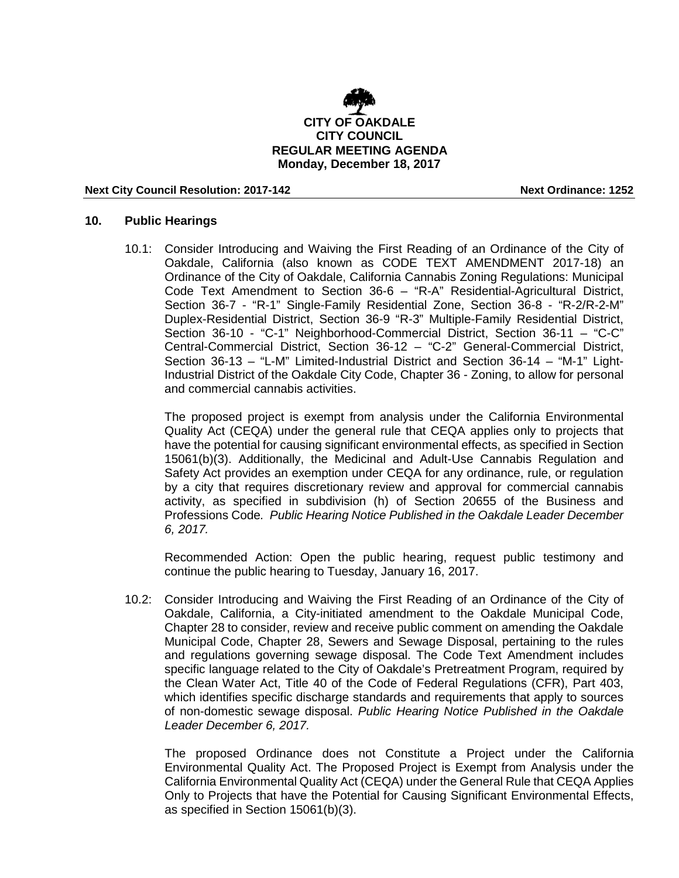**CITY OF OAKDALE**
**CITY COUNCIL**
**REGULAR MEETING AGENDA**
**Monday, December 18, 2017**

**Next City Council Resolution: 2017-142** **Next Ordinance: 1252**

## 10. Public Hearings

10.1: Consider Introducing and Waiving the First Reading of an Ordinance of the City of Oakdale, California (also known as CODE TEXT AMENDMENT 2017-18) an Ordinance of the City of Oakdale, California Cannabis Zoning Regulations: Municipal Code Text Amendment to Section 36-6 – "R-A" Residential-Agricultural District, Section 36-7 - "R-1" Single-Family Residential Zone, Section 36-8 - "R-2/R-2-M" Duplex-Residential District, Section 36-9 "R-3" Multiple-Family Residential District, Section 36-10 - "C-1" Neighborhood-Commercial District, Section 36-11 – "C-C" Central-Commercial District, Section 36-12 – "C-2" General-Commercial District, Section 36-13 – "L-M" Limited-Industrial District and Section 36-14 – "M-1" Light-Industrial District of the Oakdale City Code, Chapter 36 - Zoning, to allow for personal and commercial cannabis activities.

The proposed project is exempt from analysis under the California Environmental Quality Act (CEQA) under the general rule that CEQA applies only to projects that have the potential for causing significant environmental effects, as specified in Section 15061(b)(3). Additionally, the Medicinal and Adult-Use Cannabis Regulation and Safety Act provides an exemption under CEQA for any ordinance, rule, or regulation by a city that requires discretionary review and approval for commercial cannabis activity, as specified in subdivision (h) of Section 20655 of the Business and Professions Code. *Public Hearing Notice Published in the Oakdale Leader December 6, 2017.*

Recommended Action: Open the public hearing, request public testimony and continue the public hearing to Tuesday, January 16, 2017.

10.2: Consider Introducing and Waiving the First Reading of an Ordinance of the City of Oakdale, California, a City-initiated amendment to the Oakdale Municipal Code, Chapter 28 to consider, review and receive public comment on amending the Oakdale Municipal Code, Chapter 28, Sewers and Sewage Disposal, pertaining to the rules and regulations governing sewage disposal. The Code Text Amendment includes specific language related to the City of Oakdale's Pretreatment Program, required by the Clean Water Act, Title 40 of the Code of Federal Regulations (CFR), Part 403, which identifies specific discharge standards and requirements that apply to sources of non-domestic sewage disposal. *Public Hearing Notice Published in the Oakdale Leader December 6, 2017.*

The proposed Ordinance does not Constitute a Project under the California Environmental Quality Act. The Proposed Project is Exempt from Analysis under the California Environmental Quality Act (CEQA) under the General Rule that CEQA Applies Only to Projects that have the Potential for Causing Significant Environmental Effects, as specified in Section 15061(b)(3).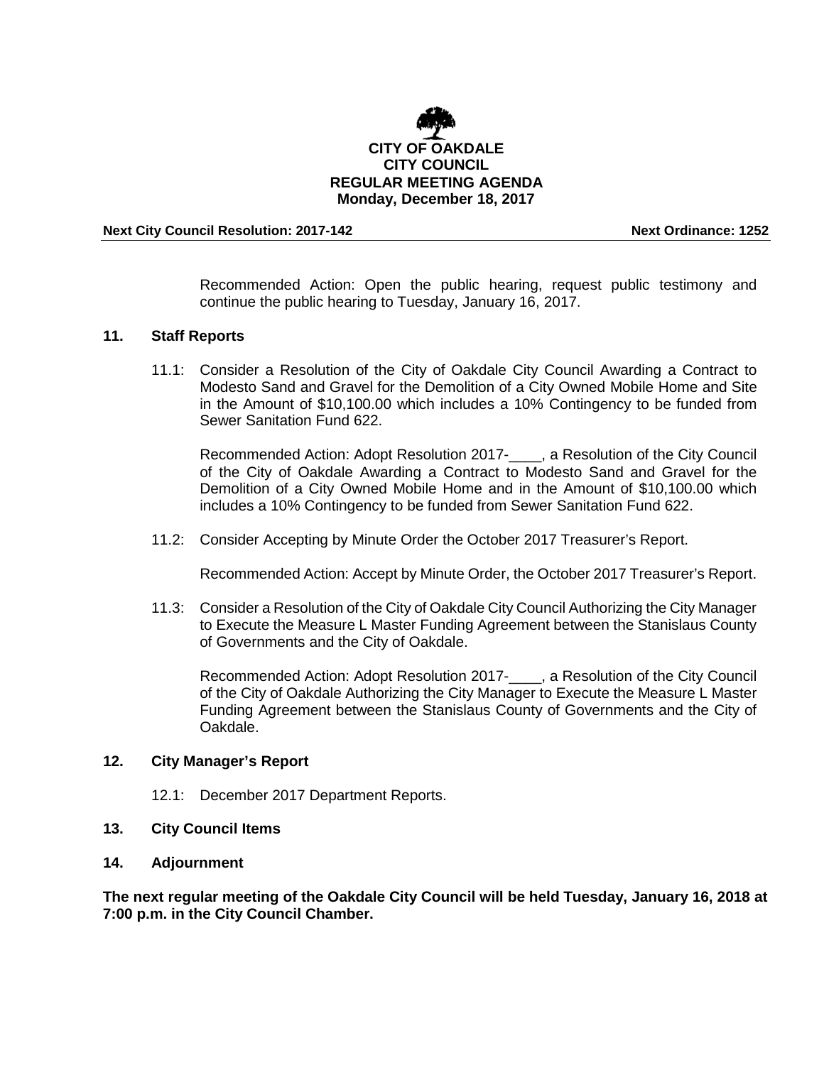Recommended Action: Open the public hearing, request public testimony and continue the public hearing to Tuesday, January 16, 2017.

## 11. Staff Reports

11.1: Consider a Resolution of the City of Oakdale City Council Awarding a Contract to Modesto Sand and Gravel for the Demolition of a City Owned Mobile Home and Site in the Amount of $10,100.00 which includes a 10% Contingency to be funded from Sewer Sanitation Fund 622.

Recommended Action: Adopt Resolution 2017-____, a Resolution of the City Council of the City of Oakdale Awarding a Contract to Modesto Sand and Gravel for the Demolition of a City Owned Mobile Home and in the Amount of $10,100.00 which includes a 10% Contingency to be funded from Sewer Sanitation Fund 622.

11.2: Consider Accepting by Minute Order the October 2017 Treasurer's Report.

Recommended Action: Accept by Minute Order, the October 2017 Treasurer's Report.

11.3: Consider a Resolution of the City of Oakdale City Council Authorizing the City Manager to Execute the Measure L Master Funding Agreement between the Stanislaus County of Governments and the City of Oakdale.

Recommended Action: Adopt Resolution 2017-____, a Resolution of the City Council of the City of Oakdale Authorizing the City Manager to Execute the Measure L Master Funding Agreement between the Stanislaus County of Governments and the City of Oakdale.

## 12. City Manager's Report

12.1: December 2017 Department Reports.

## 13. City Council Items

## 14. Adjournment

**The next regular meeting of the Oakdale City Council will be held Tuesday, January 16, 2018 at 7:00 p.m. in the City Council Chamber.**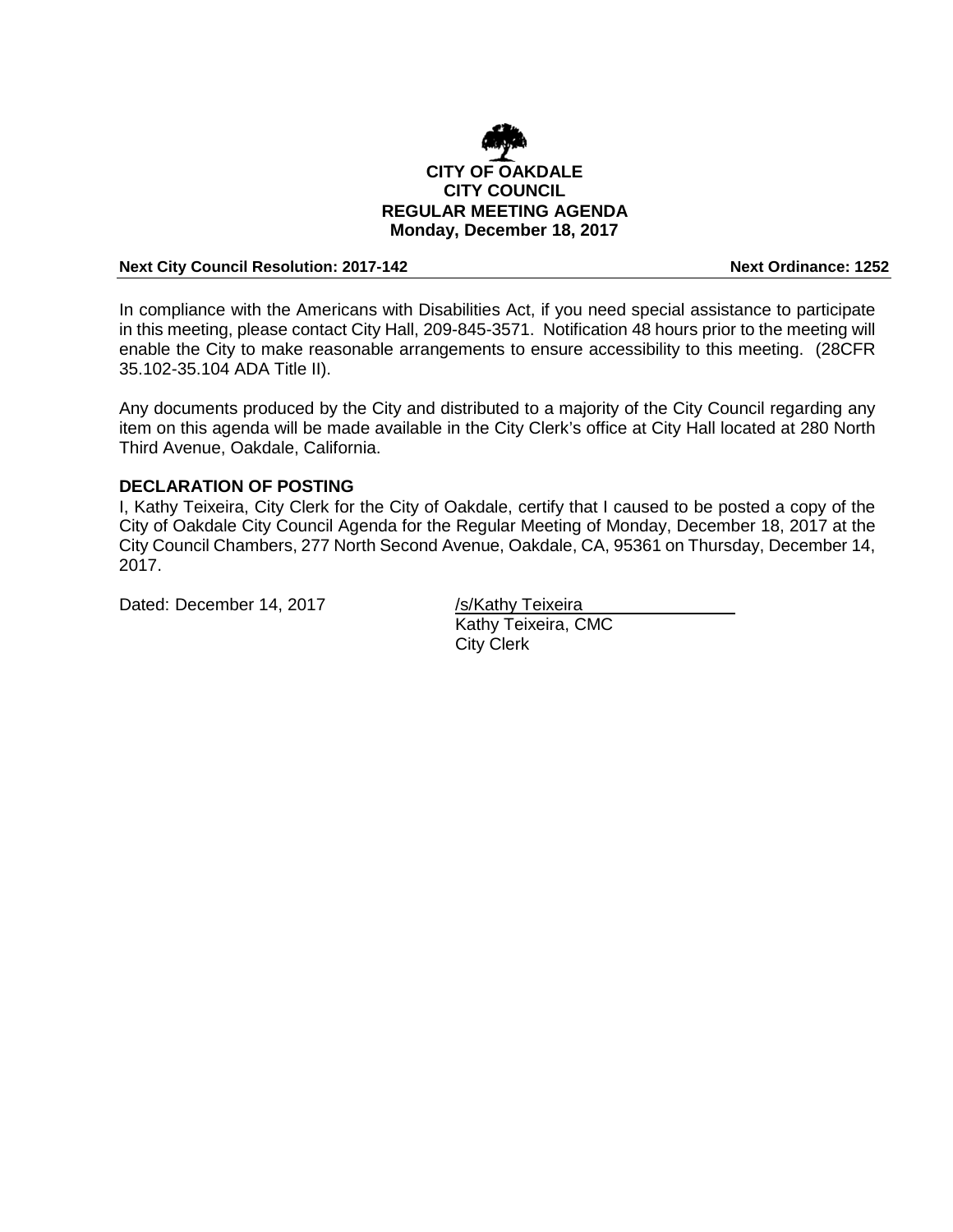**CITY OF OAKDALE**
**CITY COUNCIL**
**REGULAR MEETING AGENDA**
**Monday, December 18, 2017**

**Next City Council Resolution: 2017-142** **Next Ordinance: 1252**

In compliance with the Americans with Disabilities Act, if you need special assistance to participate in this meeting, please contact City Hall, 209-845-3571. Notification 48 hours prior to the meeting will enable the City to make reasonable arrangements to ensure accessibility to this meeting. (28CFR 35.102-35.104 ADA Title II).

Any documents produced by the City and distributed to a majority of the City Council regarding any item on this agenda will be made available in the City Clerk's office at City Hall located at 280 North Third Avenue, Oakdale, California.

**DECLARATION OF POSTING**

I, Kathy Teixeira, City Clerk for the City of Oakdale, certify that I caused to be posted a copy of the City of Oakdale City Council Agenda for the Regular Meeting of Monday, December 18, 2017 at the City Council Chambers, 277 North Second Avenue, Oakdale, CA, 95361 on Thursday, December 14, 2017.

Dated: December 14, 2017

/s/Kathy Teixeira
Kathy Teixeira, CMC
City Clerk